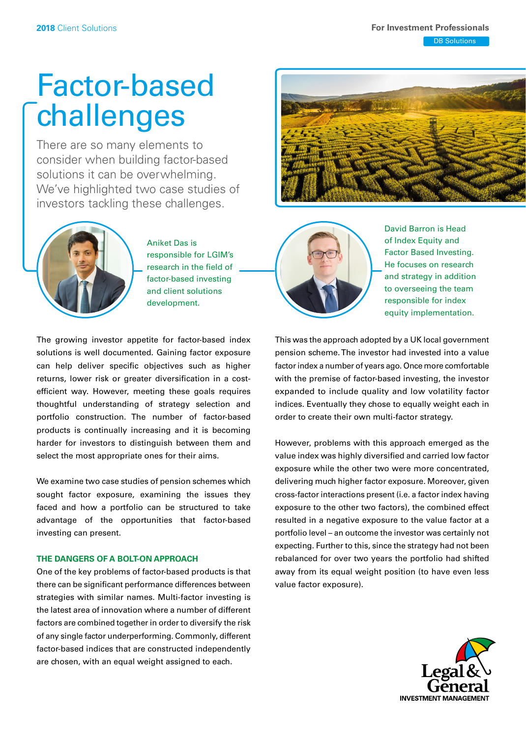2018 Client Solutions

For Investment Professionals

DB Solutions

# Factor-based challenges

There are so many elements to consider when building factor-based solutions it can be overwhelming. We've highlighted two case studies of investors tackling these challenges.

Aniket Das is responsible for LGIM's research in the field of factor-based investing and client solutions development.

David Barron is Head of Index Equity and Factor Based Investing. He focuses on research and strategy in addition to overseeing the team responsible for index equity implementation.

The growing investor appetite for factor-based index solutions is well documented. Gaining factor exposure can help deliver specific objectives such as higher returns, lower risk or greater diversification in a cost-efficient way. However, meeting these goals requires thoughtful understanding of strategy selection and portfolio construction. The number of factor-based products is continually increasing and it is becoming harder for investors to distinguish between them and select the most appropriate ones for their aims.

We examine two case studies of pension schemes which sought factor exposure, examining the issues they faced and how a portfolio can be structured to take advantage of the opportunities that factor-based investing can present.

## THE DANGERS OF A BOLT-ON APPROACH

One of the key problems of factor-based products is that there can be significant performance differences between strategies with similar names. Multi-factor investing is the latest area of innovation where a number of different factors are combined together in order to diversify the risk of any single factor underperforming. Commonly, different factor-based indices that are constructed independently are chosen, with an equal weight assigned to each.

This was the approach adopted by a UK local government pension scheme. The investor had invested into a value factor index a number of years ago. Once more comfortable with the premise of factor-based investing, the investor expanded to include quality and low volatility factor indices. Eventually they chose to equally weight each in order to create their own multi-factor strategy.

However, problems with this approach emerged as the value index was highly diversified and carried low factor exposure while the other two were more concentrated, delivering much higher factor exposure. Moreover, given cross-factor interactions present (i.e. a factor index having exposure to the other two factors), the combined effect resulted in a negative exposure to the value factor at a portfolio level – an outcome the investor was certainly not expecting. Further to this, since the strategy had not been rebalanced for over two years the portfolio had shifted away from its equal weight position (to have even less value factor exposure).

Legal & General
INVESTMENT MANAGEMENT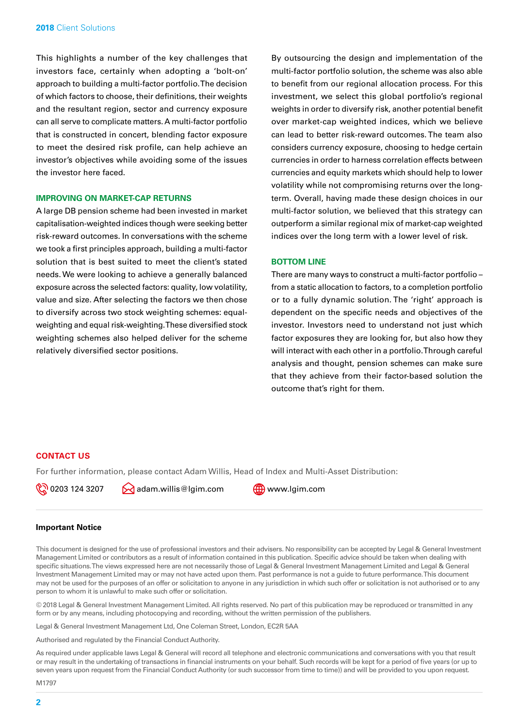This highlights a number of the key challenges that investors face, certainly when adopting a 'bolt-on' approach to building a multi-factor portfolio. The decision of which factors to choose, their definitions, their weights and the resultant region, sector and currency exposure can all serve to complicate matters. A multi-factor portfolio that is constructed in concert, blending factor exposure to meet the desired risk profile, can help achieve an investor's objectives while avoiding some of the issues the investor here faced.

## IMPROVING ON MARKET-CAP RETURNS

A large DB pension scheme had been invested in market capitalisation-weighted indices though were seeking better risk-reward outcomes. In conversations with the scheme we took a first principles approach, building a multi-factor solution that is best suited to meet the client's stated needs. We were looking to achieve a generally balanced exposure across the selected factors: quality, low volatility, value and size. After selecting the factors we then chose to diversify across two stock weighting schemes: equal-weighting and equal risk-weighting. These diversified stock weighting schemes also helped deliver for the scheme relatively diversified sector positions.

By outsourcing the design and implementation of the multi-factor portfolio solution, the scheme was also able to benefit from our regional allocation process. For this investment, we select this global portfolio's regional weights in order to diversify risk, another potential benefit over market-cap weighted indices, which we believe can lead to better risk-reward outcomes. The team also considers currency exposure, choosing to hedge certain currencies in order to harness correlation effects between currencies and equity markets which should help to lower volatility while not compromising returns over the long-term. Overall, having made these design choices in our multi-factor solution, we believed that this strategy can outperform a similar regional mix of market-cap weighted indices over the long term with a lower level of risk.

## BOTTOM LINE

There are many ways to construct a multi-factor portfolio – from a static allocation to factors, to a completion portfolio or to a fully dynamic solution. The 'right' approach is dependent on the specific needs and objectives of the investor. Investors need to understand not just which factor exposures they are looking for, but also how they will interact with each other in a portfolio. Through careful analysis and thought, pension schemes can make sure that they achieve from their factor-based solution the outcome that's right for them.

## CONTACT US

For further information, please contact Adam Willis, Head of Index and Multi-Asset Distribution:

0203 124 3207 adam.willis@lgim.com www.lgim.com

**Important Notice**

This document is designed for the use of professional investors and their advisers. No responsibility can be accepted by Legal & General Investment Management Limited or contributors as a result of information contained in this publication. Specific advice should be taken when dealing with specific situations. The views expressed here are not necessarily those of Legal & General Investment Management Limited and Legal & General Investment Management Limited may or may not have acted upon them. Past performance is not a guide to future performance. This document may not be used for the purposes of an offer or solicitation to anyone in any jurisdiction in which such offer or solicitation is not authorised or to any person to whom it is unlawful to make such offer or solicitation.

© 2018 Legal & General Investment Management Limited. All rights reserved. No part of this publication may be reproduced or transmitted in any form or by any means, including photocopying and recording, without the written permission of the publishers.

Legal & General Investment Management Ltd, One Coleman Street, London, EC2R 5AA

Authorised and regulated by the Financial Conduct Authority.

As required under applicable laws Legal & General will record all telephone and electronic communications and conversations with you that result or may result in the undertaking of transactions in financial instruments on your behalf. Such records will be kept for a period of five years (or up to seven years upon request from the Financial Conduct Authority (or such successor from time to time)) and will be provided to you upon request.

M1797